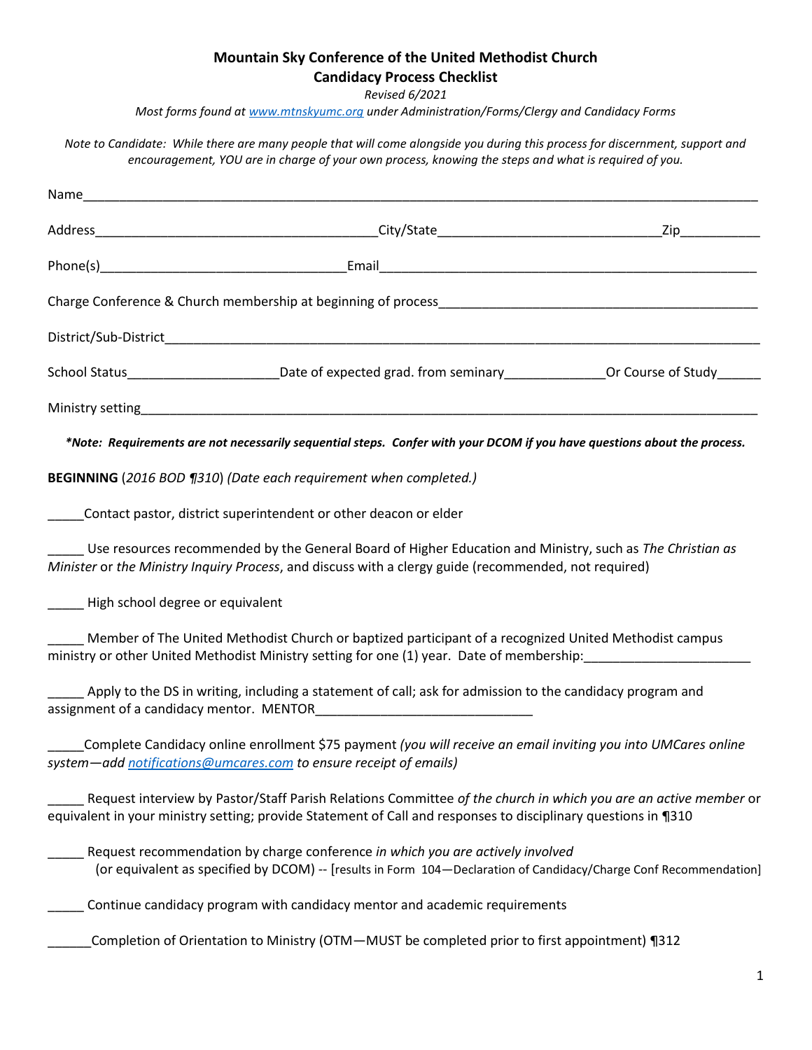**Mountain Sky Conference of the United Methodist Church**
**Candidacy Process Checklist**

*Revised 6/2021*

*Most forms found at [www.mtnskyumc.org](http://www.mtnskyumc.org) under Administration/Forms/Clergy and Candidacy Forms*

*Note to Candidate: While there are many people that will come alongside you during this process for discernment, support and encouragement, YOU are in charge of your own process, knowing the steps and what is required of you.*

Name_______________________________________________________________________________________

Address_______________________________________City/State______________________________Zip___________

Phone(s)_________________________________Email____________________________________________________

Charge Conference & Church membership at beginning of process_____________________________________________

District/Sub-District_____________________________________________________________________________

School Status____________________Date of expected grad. from seminary_____________Or Course of Study______

Ministry setting_________________________________________________________________________________

***Note: Requirements are not necessarily sequential steps. Confer with your DCOM if you have questions about the process.***

**BEGINNING** (*2016 BOD ¶310*) *(Date each requirement when completed.)*

_____Contact pastor, district superintendent or other deacon or elder

_____ Use resources recommended by the General Board of Higher Education and Ministry, such as *The Christian as Minister* or *the Ministry Inquiry Process*, and discuss with a clergy guide (recommended, not required)

_____ High school degree or equivalent

_____ Member of The United Methodist Church or baptized participant of a recognized United Methodist campus ministry or other United Methodist Ministry setting for one (1) year. Date of membership:______________________

_____ Apply to the DS in writing, including a statement of call; ask for admission to the candidacy program and assignment of a candidacy mentor. MENTOR_____________________________

_____Complete Candidacy online enrollment $75 payment *(you will receive an email inviting you into UMCares online system—add [notifications@umcares.com](mailto:notifications@umcares.com) to ensure receipt of emails)*

_____ Request interview by Pastor/Staff Parish Relations Committee *of the church in which you are an active member* or equivalent in your ministry setting; provide Statement of Call and responses to disciplinary questions in ¶310

_____ Request recommendation by charge conference *in which you are actively involved* (or equivalent as specified by DCOM) -- [results in Form 104—Declaration of Candidacy/Charge Conf Recommendation]

_____ Continue candidacy program with candidacy mentor and academic requirements

______Completion of Orientation to Ministry (OTM—MUST be completed prior to first appointment) ¶312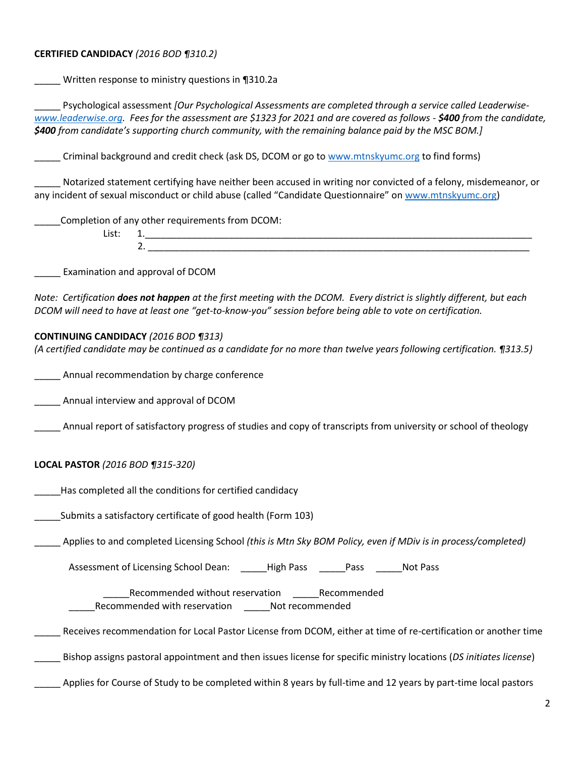**CERTIFIED CANDIDACY** *(2016 BOD ¶310.2)*

_____ Written response to ministry questions in ¶310.2a

_____ Psychological assessment *[Our Psychological Assessments are completed through a service called Leaderwise- www.leaderwise.org. Fees for the assessment are $1323 for 2021 and are covered as follows - **$400** from the candidate, **$400** from candidate's supporting church community, with the remaining balance paid by the MSC BOM.]*

_____ Criminal background and credit check (ask DS, DCOM or go to www.mtnskyumc.org to find forms)

_____ Notarized statement certifying have neither been accused in writing nor convicted of a felony, misdemeanor, or any incident of sexual misconduct or child abuse (called "Candidate Questionnaire" on www.mtnskyumc.org)

_____Completion of any other requirements from DCOM:

List: 1.______________________________________________________________________________

2. ______________________________________________________________________________

_____ Examination and approval of DCOM

*Note: Certification **does not happen** at the first meeting with the DCOM. Every district is slightly different, but each DCOM will need to have at least one "get-to-know-you" session before being able to vote on certification.*

**CONTINUING CANDIDACY** *(2016 BOD ¶313)*
*(A certified candidate may be continued as a candidate for no more than twelve years following certification. ¶313.5)*

_____ Annual recommendation by charge conference

_____ Annual interview and approval of DCOM

_____ Annual report of satisfactory progress of studies and copy of transcripts from university or school of theology

**LOCAL PASTOR** *(2016 BOD ¶315-320)*

_____Has completed all the conditions for certified candidacy

_____Submits a satisfactory certificate of good health (Form 103)

_____ Applies to and completed Licensing School *(this is Mtn Sky BOM Policy, even if MDiv is in process/completed)*

Assessment of Licensing School Dean: _____High Pass _____Pass _____Not Pass

_____Recommended without reservation _____Recommended
_____Recommended with reservation _____Not recommended

_____ Receives recommendation for Local Pastor License from DCOM, either at time of re-certification or another time

_____ Bishop assigns pastoral appointment and then issues license for specific ministry locations (*DS initiates license*)

_____ Applies for Course of Study to be completed within 8 years by full-time and 12 years by part-time local pastors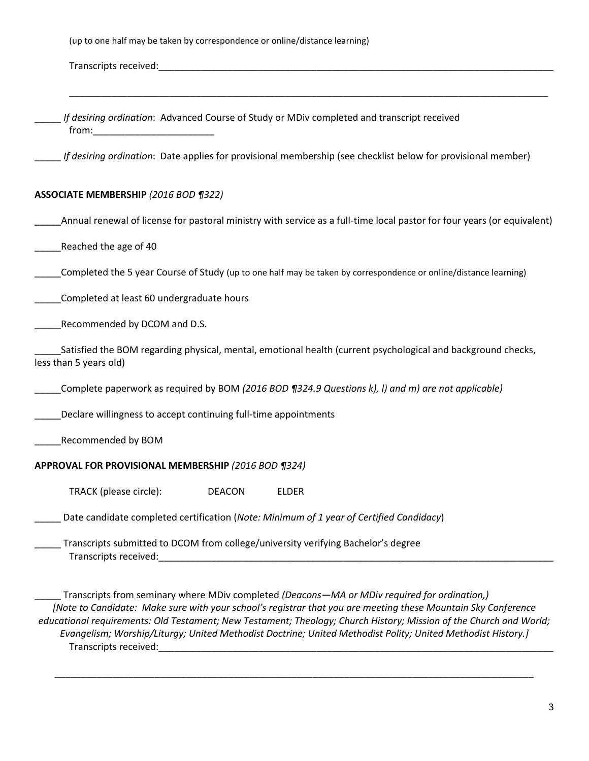(up to one half may be taken by correspondence or online/distance learning)

Transcripts received:_______________________________________________________________________________

_______________________________________________________________________________________________

_____ *If desiring ordination*: Advanced Course of Study or MDiv completed and transcript received from:_______________________

_____ *If desiring ordination*: Date applies for provisional membership (see checklist below for provisional member)

**ASSOCIATE MEMBERSHIP** *(2016 BOD ¶322)*

_____Annual renewal of license for pastoral ministry with service as a full-time local pastor for four years (or equivalent)

_____Reached the age of 40

_____Completed the 5 year Course of Study (up to one half may be taken by correspondence or online/distance learning)

_____Completed at least 60 undergraduate hours

_____Recommended by DCOM and D.S.

_____Satisfied the BOM regarding physical, mental, emotional health (current psychological and background checks, less than 5 years old)

_____Complete paperwork as required by BOM *(2016 BOD ¶324.9 Questions k), l) and m) are not applicable)*

_____Declare willingness to accept continuing full-time appointments

_____Recommended by BOM

**APPROVAL FOR PROVISIONAL MEMBERSHIP** *(2016 BOD ¶324)*

TRACK (please circle): DEACON ELDER

_____ Date candidate completed certification (*Note: Minimum of 1 year of Certified Candidacy*)

_____ Transcripts submitted to DCOM from college/university verifying Bachelor's degree
Transcripts received:_______________________________________________________________________________

_____ Transcripts from seminary where MDiv completed *(Deacons—MA or MDiv required for ordination,)*
*[Note to Candidate: Make sure with your school's registrar that you are meeting these Mountain Sky Conference educational requirements: Old Testament; New Testament; Theology; Church History; Mission of the Church and World; Evangelism; Worship/Liturgy; United Methodist Doctrine; United Methodist Polity; United Methodist History.]*
Transcripts received:_______________________________________________________________________________

_______________________________________________________________________________________________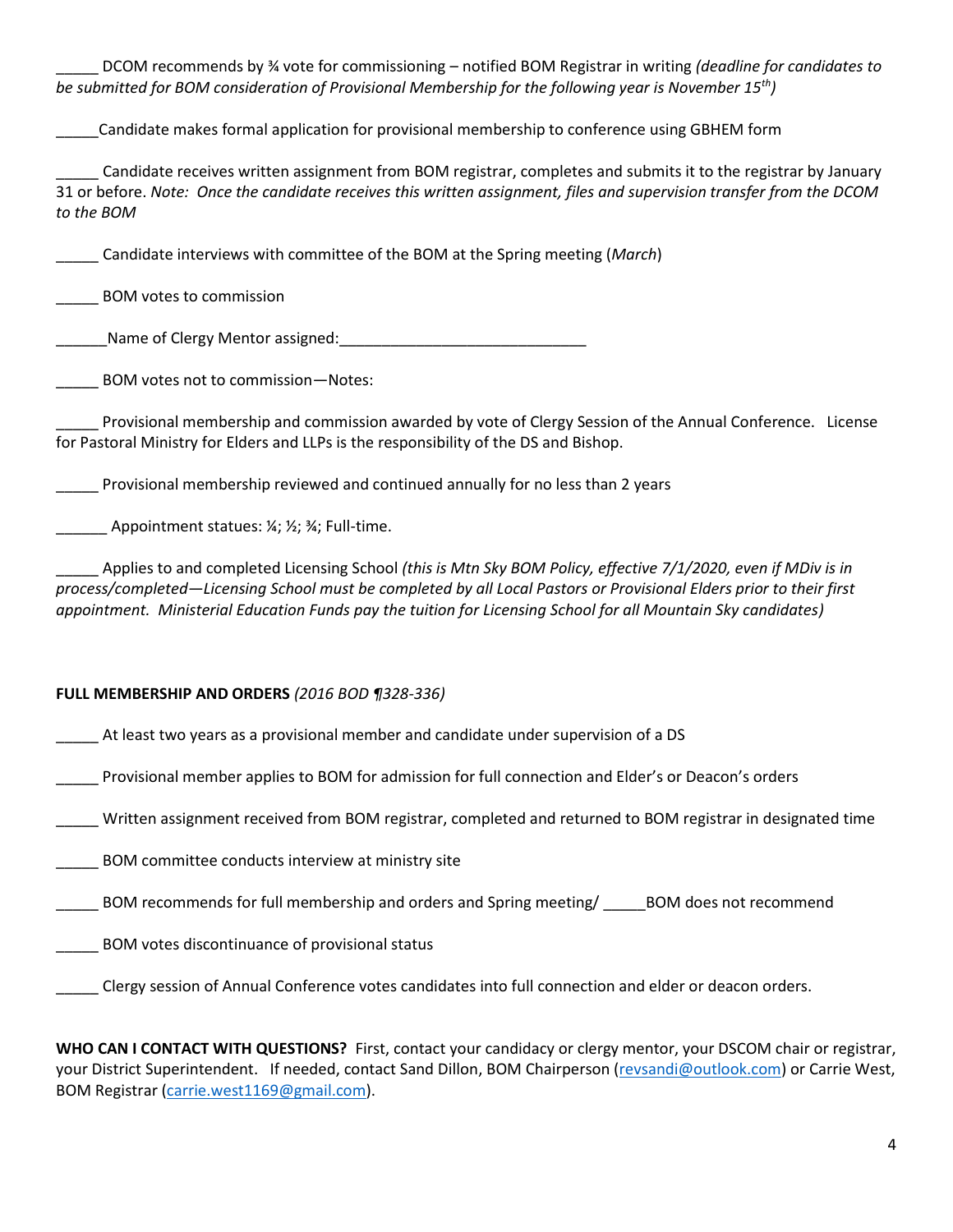_____ DCOM recommends by ¾ vote for commissioning – notified BOM Registrar in writing *(deadline for candidates to be submitted for BOM consideration of Provisional Membership for the following year is November 15th)*

_____Candidate makes formal application for provisional membership to conference using GBHEM form

_____ Candidate receives written assignment from BOM registrar, completes and submits it to the registrar by January 31 or before. *Note: Once the candidate receives this written assignment, files and supervision transfer from the DCOM to the BOM*

_____ Candidate interviews with committee of the BOM at the Spring meeting (*March*)

_____ BOM votes to commission

______Name of Clergy Mentor assigned:______________________________

_____ BOM votes not to commission—Notes:

_____ Provisional membership and commission awarded by vote of Clergy Session of the Annual Conference. License for Pastoral Ministry for Elders and LLPs is the responsibility of the DS and Bishop.

_____ Provisional membership reviewed and continued annually for no less than 2 years

______ Appointment statues: ¼; ½; ¾; Full-time.

_____ Applies to and completed Licensing School *(this is Mtn Sky BOM Policy, effective 7/1/2020, even if MDiv is in process/completed—Licensing School must be completed by all Local Pastors or Provisional Elders prior to their first appointment. Ministerial Education Funds pay the tuition for Licensing School for all Mountain Sky candidates)*

**FULL MEMBERSHIP AND ORDERS** *(2016 BOD ¶328-336)*

_____ At least two years as a provisional member and candidate under supervision of a DS

_____ Provisional member applies to BOM for admission for full connection and Elder's or Deacon's orders

_____ Written assignment received from BOM registrar, completed and returned to BOM registrar in designated time

_____ BOM committee conducts interview at ministry site

_____ BOM recommends for full membership and orders and Spring meeting/ _____BOM does not recommend

_____ BOM votes discontinuance of provisional status

_____ Clergy session of Annual Conference votes candidates into full connection and elder or deacon orders.

**WHO CAN I CONTACT WITH QUESTIONS?** First, contact your candidacy or clergy mentor, your DSCOM chair or registrar, your District Superintendent. If needed, contact Sand Dillon, BOM Chairperson (revsandi@outlook.com) or Carrie West, BOM Registrar (carrie.west1169@gmail.com).